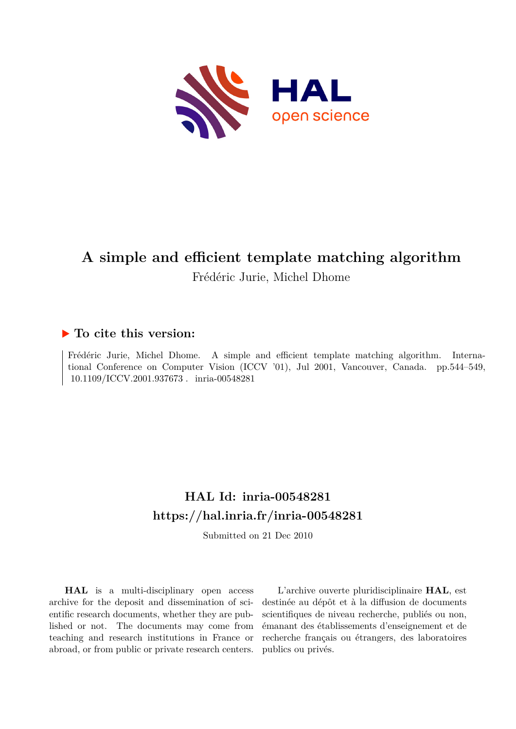# A simple and efficient template matching algorithm

Frédéric Jurie, Michel Dhome

## ▶ To cite this version:

Frédéric Jurie, Michel Dhome. A simple and efficient template matching algorithm. International Conference on Computer Vision (ICCV '01), Jul 2001, Vancouver, Canada. pp.544–549, 10.1109/ICCV.2001.937673 . inria-00548281

## HAL Id: inria-00548281
## https://hal.inria.fr/inria-00548281

Submitted on 21 Dec 2010

**HAL** is a multi-disciplinary open access archive for the deposit and dissemination of scientific research documents, whether they are published or not. The documents may come from teaching and research institutions in France or abroad, or from public or private research centers.

L'archive ouverte pluridisciplinaire **HAL**, est destinée au dépôt et à la diffusion de documents scientifiques de niveau recherche, publiés ou non, émanant des établissements d'enseignement et de recherche français ou étrangers, des laboratoires publics ou privés.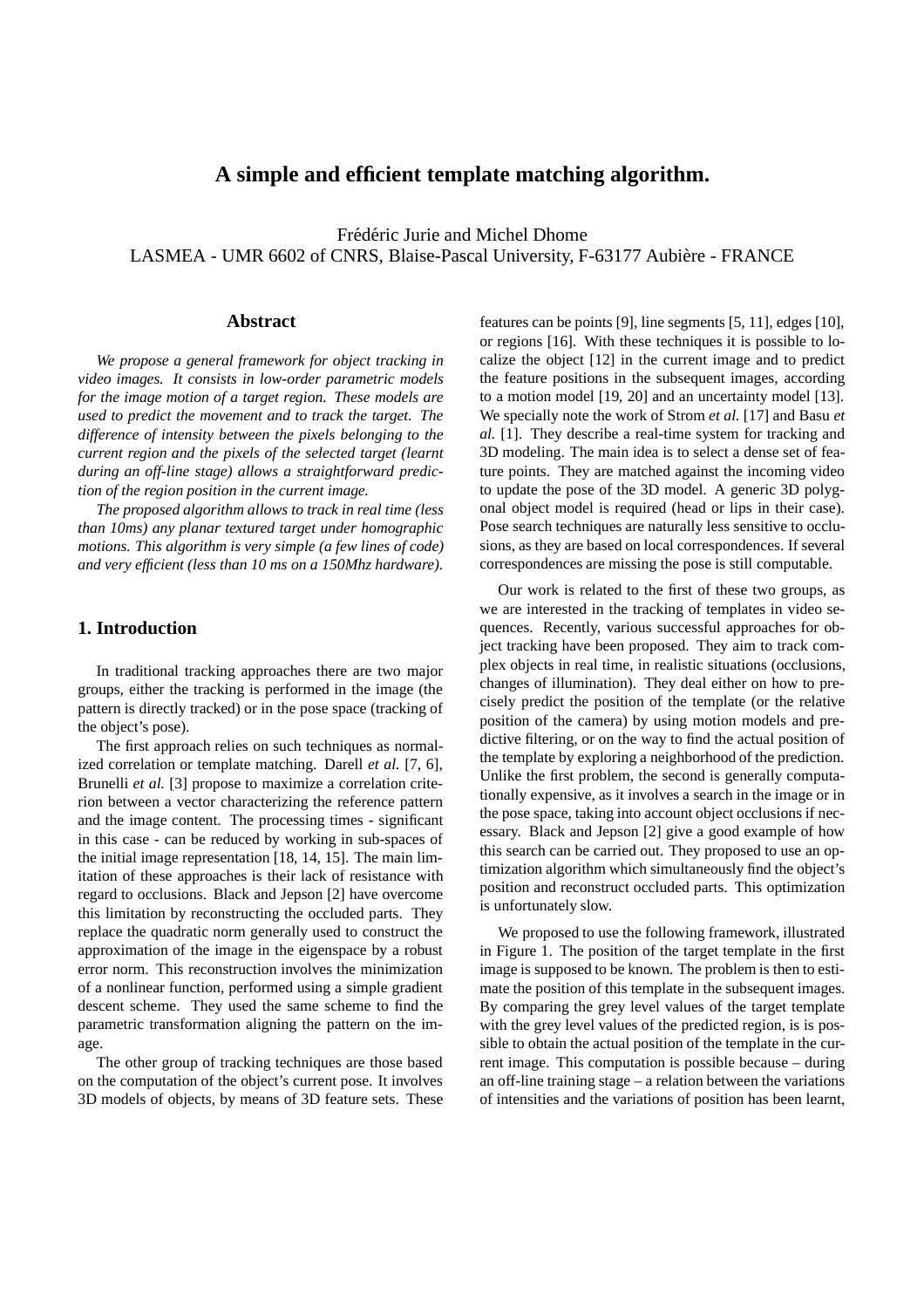# A simple and efficient template matching algorithm.

Frédéric Jurie and Michel Dhome
LASMEA - UMR 6602 of CNRS, Blaise-Pascal University, F-63177 Aubière - FRANCE

### Abstract

*We propose a general framework for object tracking in video images. It consists in low-order parametric models for the image motion of a target region. These models are used to predict the movement and to track the target. The difference of intensity between the pixels belonging to the current region and the pixels of the selected target (learnt during an off-line stage) allows a straightforward prediction of the region position in the current image.*

*The proposed algorithm allows to track in real time (less than 10ms) any planar textured target under homographic motions. This algorithm is very simple (a few lines of code) and very efficient (less than 10 ms on a 150Mhz hardware).*

## 1. Introduction

In traditional tracking approaches there are two major groups, either the tracking is performed in the image (the pattern is directly tracked) or in the pose space (tracking of the object's pose).

The first approach relies on such techniques as normalized correlation or template matching. Darell *et al.* [7, 6], Brunelli *et al.* [3] propose to maximize a correlation criterion between a vector characterizing the reference pattern and the image content. The processing times - significant in this case - can be reduced by working in sub-spaces of the initial image representation [18, 14, 15]. The main limitation of these approaches is their lack of resistance with regard to occlusions. Black and Jepson [2] have overcome this limitation by reconstructing the occluded parts. They replace the quadratic norm generally used to construct the approximation of the image in the eigenspace by a robust error norm. This reconstruction involves the minimization of a nonlinear function, performed using a simple gradient descent scheme. They used the same scheme to find the parametric transformation aligning the pattern on the image.

The other group of tracking techniques are those based on the computation of the object's current pose. It involves 3D models of objects, by means of 3D feature sets. These features can be points [9], line segments [5, 11], edges [10], or regions [16]. With these techniques it is possible to localize the object [12] in the current image and to predict the feature positions in the subsequent images, according to a motion model [19, 20] and an uncertainty model [13]. We specially note the work of Strom *et al.* [17] and Basu *et al.* [1]. They describe a real-time system for tracking and 3D modeling. The main idea is to select a dense set of feature points. They are matched against the incoming video to update the pose of the 3D model. A generic 3D polygonal object model is required (head or lips in their case). Pose search techniques are naturally less sensitive to occlusions, as they are based on local correspondences. If several correspondences are missing the pose is still computable.

Our work is related to the first of these two groups, as we are interested in the tracking of templates in video sequences. Recently, various successful approaches for object tracking have been proposed. They aim to track complex objects in real time, in realistic situations (occlusions, changes of illumination). They deal either on how to precisely predict the position of the template (or the relative position of the camera) by using motion models and predictive filtering, or on the way to find the actual position of the template by exploring a neighborhood of the prediction. Unlike the first problem, the second is generally computationally expensive, as it involves a search in the image or in the pose space, taking into account object occlusions if necessary. Black and Jepson [2] give a good example of how this search can be carried out. They proposed to use an optimization algorithm which simultaneously find the object's position and reconstruct occluded parts. This optimization is unfortunately slow.

We proposed to use the following framework, illustrated in Figure 1. The position of the target template in the first image is supposed to be known. The problem is then to estimate the position of this template in the subsequent images. By comparing the grey level values of the target template with the grey level values of the predicted region, is is possible to obtain the actual position of the template in the current image. This computation is possible because – during an off-line training stage – a relation between the variations of intensities and the variations of position has been learnt,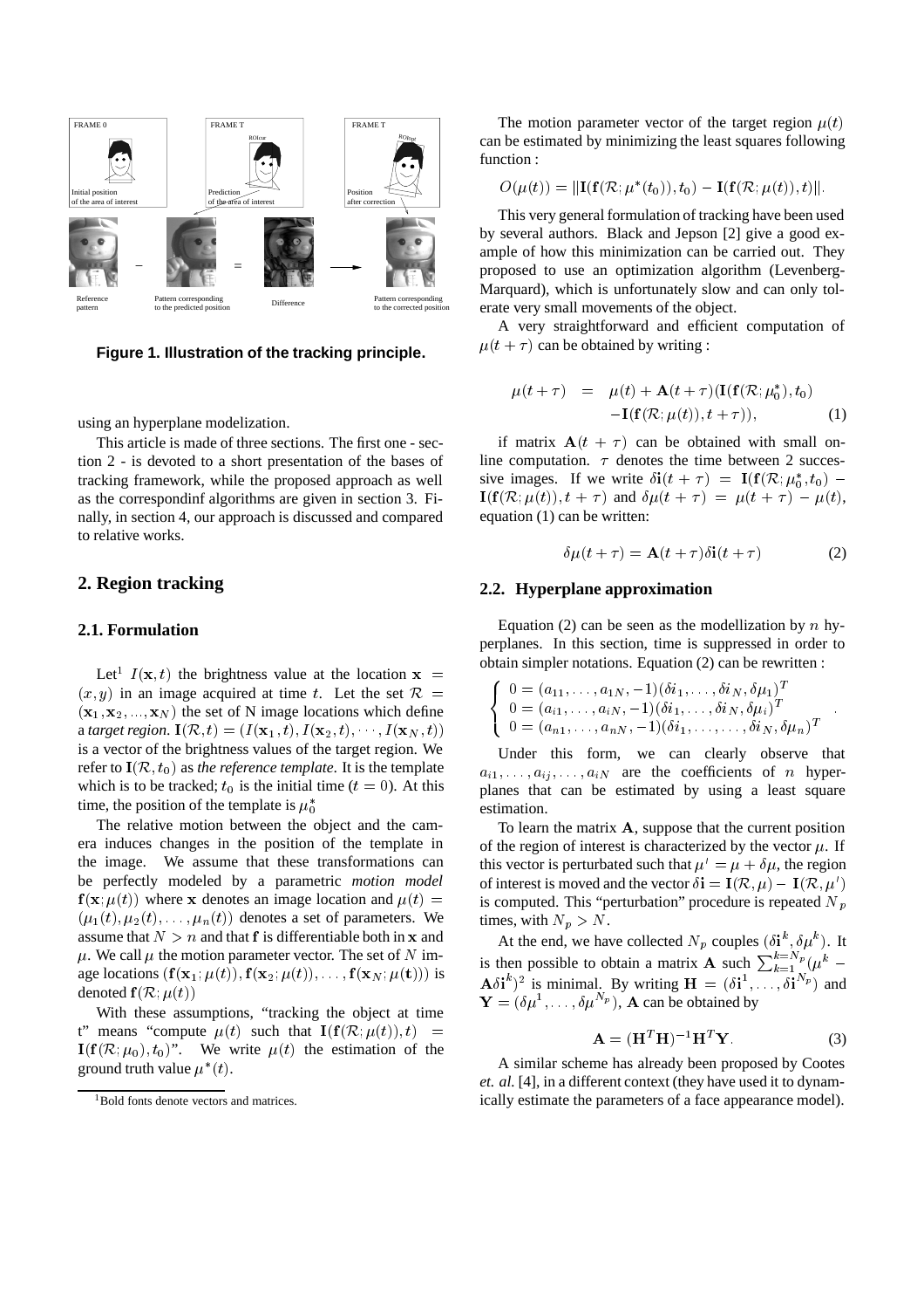Figure 1. Illustration of the tracking principle.

using an hyperplane modelization.

This article is made of three sections. The first one - section 2 - is devoted to a short presentation of the bases of tracking framework, while the proposed approach as well as the correspondinf algorithms are given in section 3. Finally, in section 4, our approach is discussed and compared to relative works.

## 2. Region tracking

### 2.1. Formulation

Let[1] $I(\mathbf{x}, t)$ the brightness value at the location $\mathbf{x} = (x, y)$ in an image acquired at time $t$. Let the set $\mathcal{R} = (\mathbf{x}_1, \mathbf{x}_2, ..., \mathbf{x}_N)$ the set of N image locations which define a *target region*. $\mathbf{I}(\mathcal{R}, t) = (I(\mathbf{x}_1, t), I(\mathbf{x}_2, t), \cdots, I(\mathbf{x}_N, t))$ is a vector of the brightness values of the target region. We refer to $\mathbf{I}(\mathcal{R}, t_0)$ as *the reference template*. It is the template which is to be tracked; $t_0$ is the initial time ($t = 0$). At this time, the position of the template is $\mu_0^*$

The relative motion between the object and the camera induces changes in the position of the template in the image. We assume that these transformations can be perfectly modeled by a parametric *motion model* $\mathbf{f}(\mathbf{x}; \mu(t))$ where $\mathbf{x}$ denotes an image location and $\mu(t) = (\mu_1(t), \mu_2(t), \ldots, \mu_n(t))$ denotes a set of parameters. We assume that $N > n$ and that $\mathbf{f}$ is differentiable both in $\mathbf{x}$ and $\mu$. We call $\mu$ the motion parameter vector. The set of $N$ image locations $(\mathbf{f}(\mathbf{x}_1; \mu(t)), \mathbf{f}(\mathbf{x}_2; \mu(t)), \ldots, \mathbf{f}(\mathbf{x}_N; \mu(\mathbf{t})))$ is denoted $\mathbf{f}(\mathcal{R}; \mu(t))$

With these assumptions, "tracking the object at time t" means "compute $\mu(t)$ such that $\mathbf{I}(\mathbf{f}(\mathcal{R}; \mu(t)), t) = \mathbf{I}(\mathbf{f}(\mathcal{R}; \mu_0), t_0)$". We write $\mu(t)$ the estimation of the ground truth value $\mu^*(t)$.

[1] Bold fonts denote vectors and matrices.

The motion parameter vector of the target region $\mu(t)$ can be estimated by minimizing the least squares following function :

$$O(\mu(t)) = \|\mathbf{I}(\mathbf{f}(\mathcal{R}; \mu^*(t_0)), t_0) - \mathbf{I}(\mathbf{f}(\mathcal{R}; \mu(t)), t)\|.$$

This very general formulation of tracking have been used by several authors. Black and Jepson [2] give a good example of how this minimization can be carried out. They proposed to use an optimization algorithm (Levenberg-Marquard), which is unfortunately slow and can only tolerate very small movements of the object.

A very straightforward and efficient computation of $\mu(t + \tau)$ can be obtained by writing :

$$\begin{aligned} \mu(t+\tau) &= \mu(t) + \mathbf{A}(t+\tau)(\mathbf{I}(\mathbf{f}(\mathcal{R}; \mu_0^*), t_0) \\ &\quad - \mathbf{I}(\mathbf{f}(\mathcal{R}; \mu(t)), t+\tau)), \end{aligned} \tag{1}$$

if matrix $\mathbf{A}(t + \tau)$ can be obtained with small online computation. $\tau$ denotes the time between 2 successive images. If we write $\delta\mathbf{i}(t + \tau) = \mathbf{I}(\mathbf{f}(\mathcal{R}; \mu_0^*, t_0) - \mathbf{I}(\mathbf{f}(\mathcal{R}; \mu(t)), t + \tau)$ and $\delta\mu(t + \tau) = \mu(t + \tau) - \mu(t)$, equation (1) can be written:

$$\delta\mu(t+\tau) = \mathbf{A}(t+\tau)\delta\mathbf{i}(t+\tau) \tag{2}$$

### 2.2. Hyperplane approximation

Equation (2) can be seen as the modellization by $n$ hyperplanes. In this section, time is suppressed in order to obtain simpler notations. Equation (2) can be rewritten :

$$\left\{ \begin{array}{l} 0 = (a_{11}, \ldots, a_{1N}, -1)(\delta i_1, \ldots, \delta i_N, \delta\mu_1)^T \\ 0 = (a_{i1}, \ldots, a_{iN}, -1)(\delta i_1, \ldots, \delta i_N, \delta\mu_i)^T \\ 0 = (a_{n1}, \ldots, a_{nN}, -1)(\delta i_1, \ldots, \ldots, \delta i_N, \delta\mu_n)^T \end{array} \right. .$$

Under this form, we can clearly observe that $a_{i1}, \ldots, a_{ij}, \ldots, a_{iN}$ are the coefficients of $n$ hyperplanes that can be estimated by using a least square estimation.

To learn the matrix $\mathbf{A}$, suppose that the current position of the region of interest is characterized by the vector $\mu$. If this vector is perturbated such that $\mu' = \mu + \delta\mu$, the region of interest is moved and the vector $\delta\mathbf{i} = \mathbf{I}(\mathcal{R}, \mu) - \mathbf{I}(\mathcal{R}, \mu')$ is computed. This "perturbation" procedure is repeated $N_p$ times, with $N_p > N$.

At the end, we have collected $N_p$ couples $(\delta\mathbf{i}^k, \delta\mu^k)$. It is then possible to obtain a matrix $\mathbf{A}$ such $\sum_{k=1}^{k=N_p}(\mu^k - \mathbf{A}\delta\mathbf{i}^k)^2$ is minimal. By writing $\mathbf{H} = (\delta\mathbf{i}^1, \ldots, \delta\mathbf{i}^{N_p})$ and $\mathbf{Y} = (\delta\mu^1, \ldots, \delta\mu^{N_p})$, $\mathbf{A}$ can be obtained by

$$\mathbf{A} = (\mathbf{H}^T\mathbf{H})^{-1}\mathbf{H}^T\mathbf{Y}. \tag{3}$$

A similar scheme has already been proposed by Cootes *et. al.* [4], in a different context (they have used it to dynamically estimate the parameters of a face appearance model).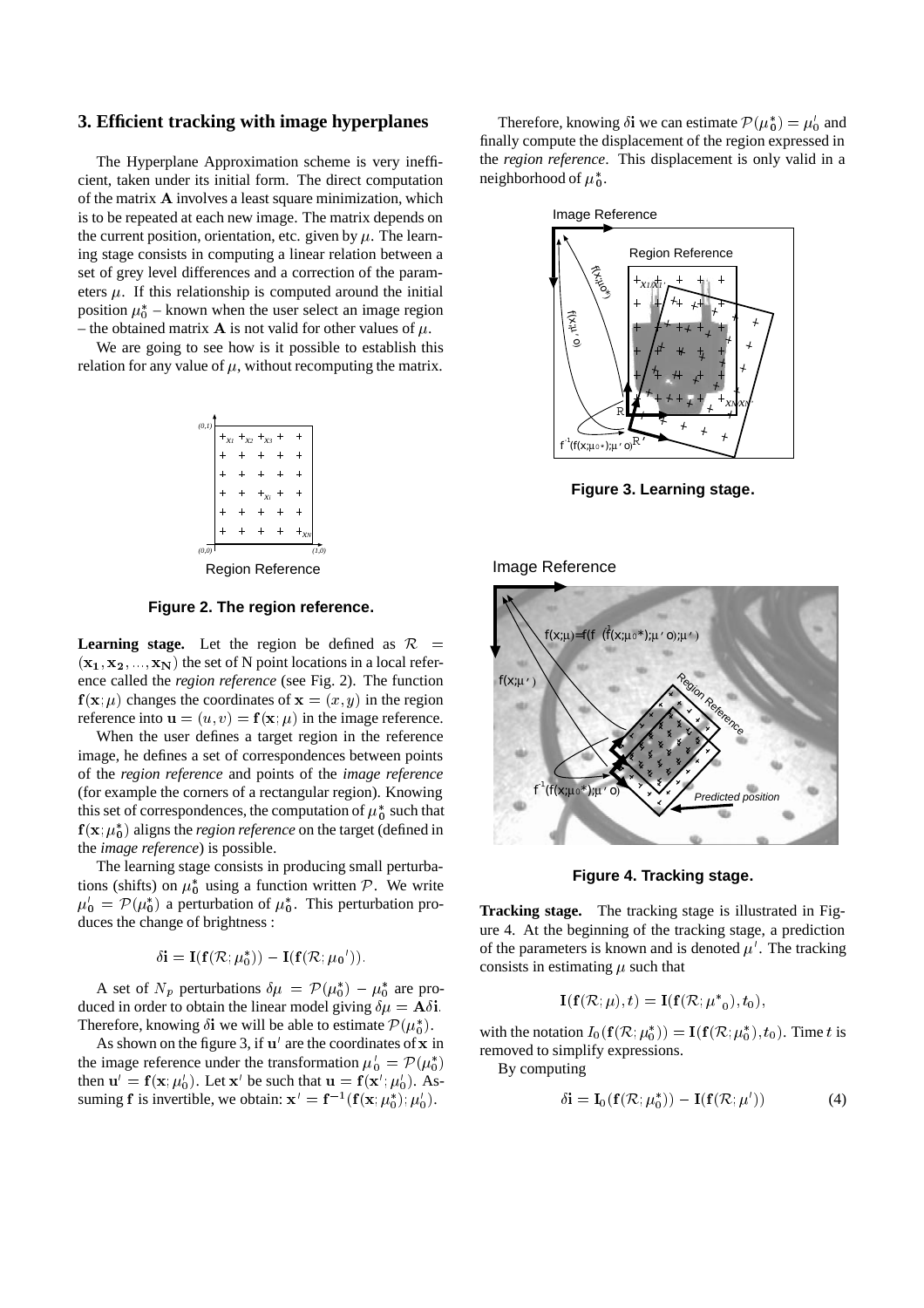## 3. Efficient tracking with image hyperplanes

The Hyperplane Approximation scheme is very inefficient, taken under its initial form. The direct computation of the matrix $\mathbf{A}$ involves a least square minimization, which is to be repeated at each new image. The matrix depends on the current position, orientation, etc. given by $\mu$. The learning stage consists in computing a linear relation between a set of grey level differences and a correction of the parameters $\mu$. If this relationship is computed around the initial position $\mu_0^*$ – known when the user select an image region – the obtained matrix $\mathbf{A}$ is not valid for other values of $\mu$.

We are going to see how is it possible to establish this relation for any value of $\mu$, without recomputing the matrix.

**Figure 2. The region reference.**

**Learning stage.** Let the region be defined as $\mathcal{R} = (\mathbf{x_1}, \mathbf{x_2}, ..., \mathbf{x_N})$ the set of N point locations in a local reference called the *region reference* (see Fig. 2). The function $\mathbf{f}(\mathbf{x}; \mu)$ changes the coordinates of $\mathbf{x} = (x, y)$ in the region reference into $\mathbf{u} = (u, v) = \mathbf{f}(\mathbf{x}; \mu)$ in the image reference.

When the user defines a target region in the reference image, he defines a set of correspondences between points of the *region reference* and points of the *image reference* (for example the corners of a rectangular region). Knowing this set of correspondences, the computation of $\mu_0^*$ such that $\mathbf{f}(\mathbf{x}; \mu_0^*)$ aligns the *region reference* on the target (defined in the *image reference*) is possible.

The learning stage consists in producing small perturbations (shifts) on $\mu_0^*$ using a function written $\mathcal{P}$. We write $\mu_0' = \mathcal{P}(\mu_0^*)$ a perturbation of $\mu_0^*$. This perturbation produces the change of brightness :

$$\delta \mathbf{i} = \mathbf{I}(\mathbf{f}(\mathcal{R}; \mu_0^*)) - \mathbf{I}(\mathbf{f}(\mathcal{R}; \mu_0{}')).$$

A set of $N_p$ perturbations $\delta\mu = \mathcal{P}(\mu_0^*) - \mu_0^*$ are produced in order to obtain the linear model giving $\delta\mu = \mathbf{A}\delta\mathbf{i}$. Therefore, knowing $\delta\mathbf{i}$ we will be able to estimate $\mathcal{P}(\mu_0^*)$.

As shown on the figure 3, if $\mathbf{u}'$ are the coordinates of $\mathbf{x}$ in the image reference under the transformation $\mu_0' = \mathcal{P}(\mu_0^*)$ then $\mathbf{u}' = \mathbf{f}(\mathbf{x}; \mu_0')$. Let $\mathbf{x}'$ be such that $\mathbf{u} = \mathbf{f}(\mathbf{x}'; \mu_0')$. Assuming $\mathbf{f}$ is invertible, we obtain: $\mathbf{x}' = \mathbf{f}^{-1}(\mathbf{f}(\mathbf{x}; \mu_0^*); \mu_0')$.

Therefore, knowing $\delta\mathbf{i}$ we can estimate $\mathcal{P}(\mu_0^*) = \mu_0'$ and finally compute the displacement of the region expressed in the *region reference*. This displacement is only valid in a neighborhood of $\mu_0^*$.

**Figure 3. Learning stage.**

**Figure 4. Tracking stage.**

**Tracking stage.** The tracking stage is illustrated in Figure 4. At the beginning of the tracking stage, a prediction of the parameters is known and is denoted $\mu'$. The tracking consists in estimating $\mu$ such that

$$\mathbf{I}(\mathbf{f}(\mathcal{R}; \mu), t) = \mathbf{I}(\mathbf{f}(\mathcal{R}; {\mu^*}_0), t_0),$$

with the notation $I_0(\mathbf{f}(\mathcal{R}; \mu_0^*)) = \mathbf{I}(\mathbf{f}(\mathcal{R}; \mu_0^*), t_0)$. Time $t$ is removed to simplify expressions.

By computing

$$\delta\mathbf{i} = \mathbf{I}_0(\mathbf{f}(\mathcal{R}; \mu_0^*)) - \mathbf{I}(\mathbf{f}(\mathcal{R}; \mu')) \tag{4}$$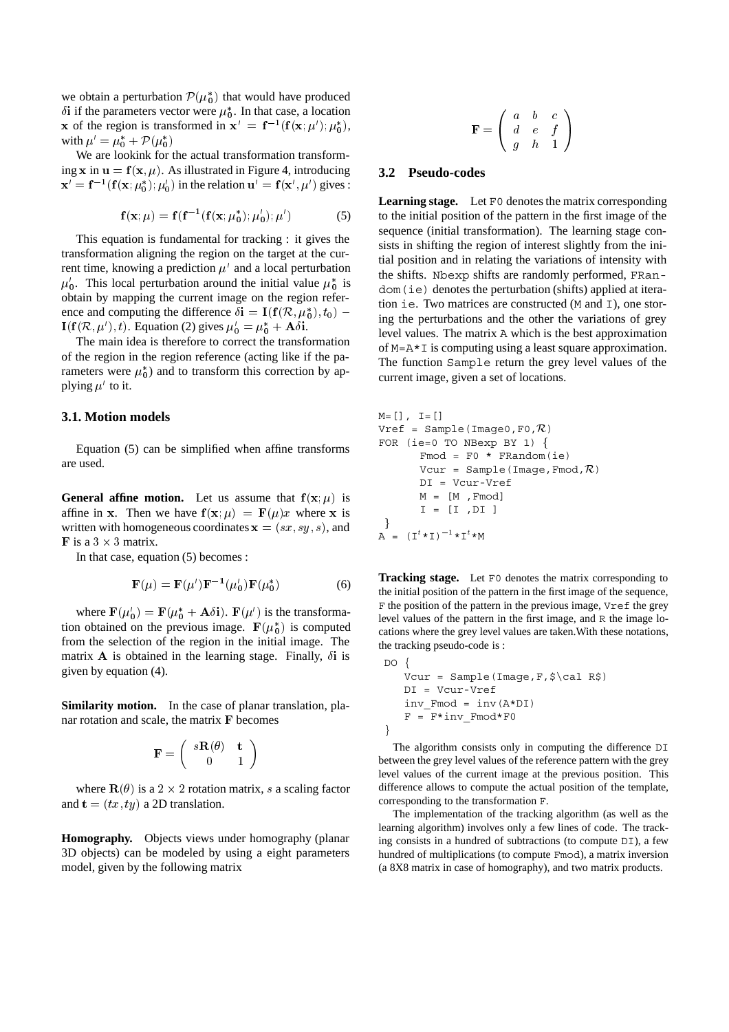we obtain a perturbation $\mathcal{P}(\mu_0^*)$ that would have produced $\delta\mathbf{i}$ if the parameters vector were $\mu_0^*$. In that case, a location $\mathbf{x}$ of the region is transformed in $\mathbf{x}' = \mathbf{f}^{-1}(\mathbf{f}(\mathbf{x};\mu');\mu_0^*)$, with $\mu' = \mu_0^* + \mathcal{P}(\mu_0^*)$

We are lookink for the actual transformation transforming $\mathbf{x}$ in $\mathbf{u} = \mathbf{f}(\mathbf{x},\mu)$. As illustrated in Figure 4, introducing $\mathbf{x}' = \mathbf{f}^{-1}(\mathbf{f}(\mathbf{x};\mu_0^*);\mu_0')$ in the relation $\mathbf{u}' = \mathbf{f}(\mathbf{x}',\mu')$ gives :

$$\mathbf{f}(\mathbf{x};\mu) = \mathbf{f}(\mathbf{f}^{-1}(\mathbf{f}(\mathbf{x};\mu_0^*);\mu_0');\mu') \tag{5}$$

This equation is fundamental for tracking : it gives the transformation aligning the region on the target at the current time, knowing a prediction $\mu'$ and a local perturbation $\mu_0'$. This local perturbation around the initial value $\mu_0^*$ is obtain by mapping the current image on the region reference and computing the difference $\delta\mathbf{i} = \mathbf{I}(\mathbf{f}(\mathcal{R},\mu_0^*),t_0) - \mathbf{I}(\mathbf{f}(\mathcal{R},\mu'),t)$. Equation (2) gives $\mu_0' = \mu_0^* + \mathbf{A}\delta\mathbf{i}$.

The main idea is therefore to correct the transformation of the region in the region reference (acting like if the parameters were $\mu_0^*$) and to transform this correction by applying $\mu'$ to it.

### 3.1. Motion models

Equation (5) can be simplified when affine transforms are used.

**General affine motion.** Let us assume that $\mathbf{f}(\mathbf{x};\mu)$ is affine in $\mathbf{x}$. Then we have $\mathbf{f}(\mathbf{x};\mu) = \mathbf{F}(\mu)x$ where $\mathbf{x}$ is written with homogeneous coordinates $\mathbf{x} = (sx, sy, s)$, and $\mathbf{F}$ is a $3\times 3$ matrix.

In that case, equation (5) becomes :

$$\mathbf{F}(\mu) = \mathbf{F}(\mu')\mathbf{F}^{-1}(\mu_0')\mathbf{F}(\mu_0^*) \tag{6}$$

where $\mathbf{F}(\mu_0') = \mathbf{F}(\mu_0^* + \mathbf{A}\delta\mathbf{i})$. $\mathbf{F}(\mu')$ is the transformation obtained on the previous image. $\mathbf{F}(\mu_0^*)$ is computed from the selection of the region in the initial image. The matrix $\mathbf{A}$ is obtained in the learning stage. Finally, $\delta\mathbf{i}$ is given by equation (4).

**Similarity motion.** In the case of planar translation, planar rotation and scale, the matrix $\mathbf{F}$ becomes

$$\mathbf{F} = \begin{pmatrix} s\mathbf{R}(\theta) & \mathbf{t} \\ 0 & 1 \end{pmatrix}$$

where $\mathbf{R}(\theta)$ is a $2\times 2$ rotation matrix, $s$ a scaling factor and $\mathbf{t} = (tx, ty)$ a 2D translation.

**Homography.** Objects views under homography (planar 3D objects) can be modeled by using a eight parameters model, given by the following matrix

$$\mathbf{F} = \begin{pmatrix} a & b & c \\ d & e & f \\ g & h & 1 \end{pmatrix}$$

### 3.2 Pseudo-codes

**Learning stage.** Let `F0` denotes the matrix corresponding to the initial position of the pattern in the first image of the sequence (initial transformation). The learning stage consists in shifting the region of interest slightly from the initial position and in relating the variations of intensity with the shifts. `Nbexp` shifts are randomly performed, `FRandom(ie)` denotes the perturbation (shifts) applied at iteration `ie`. Two matrices are constructed (`M` and `I`), one storing the perturbations and the other the variations of grey level values. The matrix `A` which is the best approximation of `M=A*I` is computing using a least square approximation. The function `Sample` return the grey level values of the current image, given a set of locations.

```
M=[], I=[]
Vref = Sample(Image0,F0,R)
FOR (ie=0 TO NBexp BY 1) {
      Fmod = F0 * FRandom(ie)
      Vcur = Sample(Image,Fmod,R)
      DI = Vcur-Vref
      M = [M ,Fmod]
      I = [I ,DI ]
}
A = (I^t*I)^-1*I^t*M
```

**Tracking stage.** Let `F0` denotes the matrix corresponding to the initial position of the pattern in the first image of the sequence, `F` the position of the pattern in the previous image, `Vref` the grey level values of the pattern in the first image, and `R` the image locations where the grey level values are taken.With these notations, the tracking pseudo-code is :

```
DO {
   Vcur = Sample(Image,F,$\cal R$)
   DI = Vcur-Vref
   inv_Fmod = inv(A*DI)
   F = F*inv_Fmod*F0
}
```

The algorithm consists only in computing the difference `DI` between the grey level values of the reference pattern with the grey level values of the current image at the previous position. This difference allows to compute the actual position of the template, corresponding to the transformation `F`.

The implementation of the tracking algorithm (as well as the learning algorithm) involves only a few lines of code. The tracking consists in a hundred of subtractions (to compute `DI`), a few hundred of multiplications (to compute `Fmod`), a matrix inversion (a 8X8 matrix in case of homography), and two matrix products.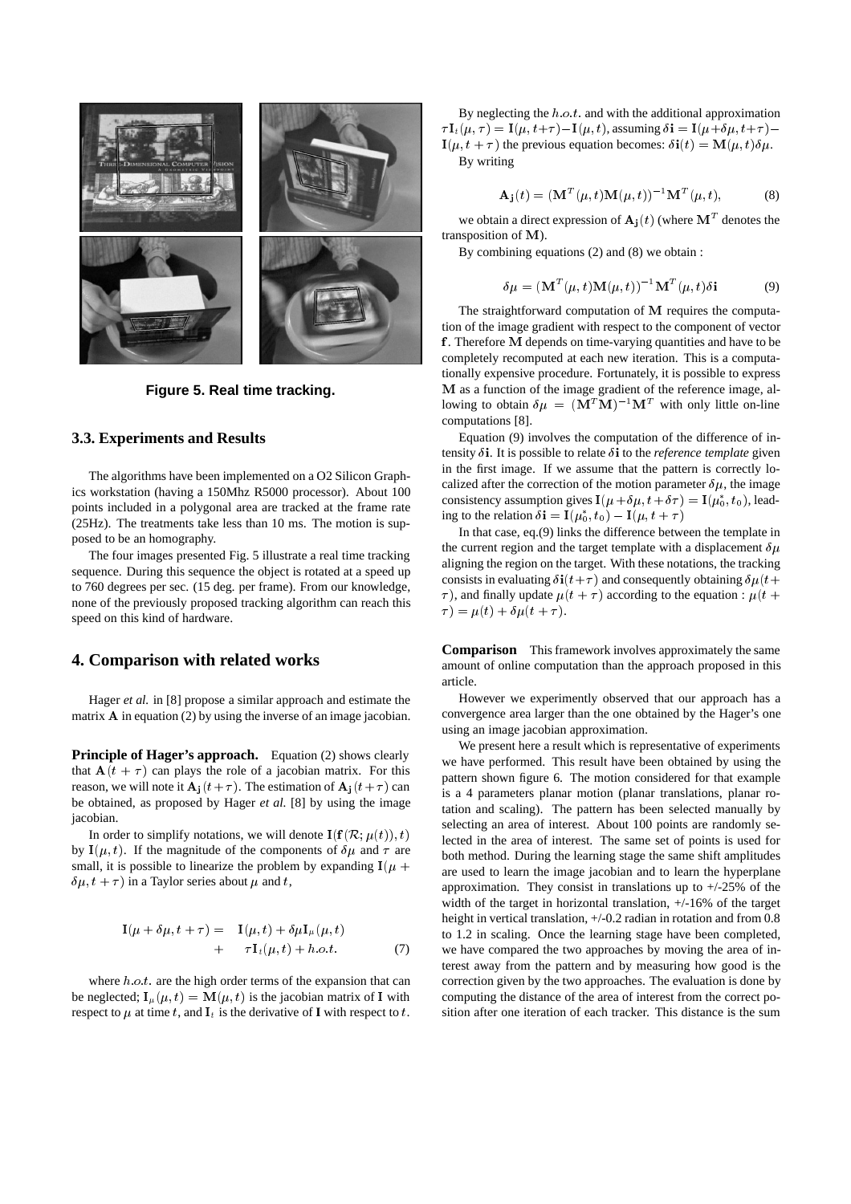**Figure 5. Real time tracking.**

### 3.3. Experiments and Results

The algorithms have been implemented on a O2 Silicon Graphics workstation (having a 150Mhz R5000 processor). About 100 points included in a polygonal area are tracked at the frame rate (25Hz). The treatments take less than 10 ms. The motion is supposed to be an homography.

The four images presented Fig. 5 illustrate a real time tracking sequence. During this sequence the object is rotated at a speed up to 760 degrees per sec. (15 deg. per frame). From our knowledge, none of the previously proposed tracking algorithm can reach this speed on this kind of hardware.

## 4. Comparison with related works

Hager *et al.* in [8] propose a similar approach and estimate the matrix $\mathbf{A}$ in equation (2) by using the inverse of an image jacobian.

**Principle of Hager's approach.** Equation (2) shows clearly that $\mathbf{A}(t+\tau)$ can plays the role of a jacobian matrix. For this reason, we will note it $\mathbf{A_j}(t+\tau)$. The estimation of $\mathbf{A_j}(t+\tau)$ can be obtained, as proposed by Hager *et al.* [8] by using the image jacobian.

In order to simplify notations, we will denote $\mathbf{I}(\mathbf{f}(\mathcal{R};\mu(t)),t)$ by $\mathbf{I}(\mu,t)$. If the magnitude of the components of $\delta\mu$ and $\tau$ are small, it is possible to linearize the problem by expanding $\mathbf{I}(\mu+\delta\mu,t+\tau)$ in a Taylor series about $\mu$ and $t$,

$$
\begin{aligned}
\mathbf{I}(\mu+\delta\mu,t+\tau) = \quad & \mathbf{I}(\mu,t)+\delta\mu\mathbf{I}_\mu(\mu,t) \\
+ \quad & \tau\mathbf{I}_t(\mu,t)+h.o.t.
\end{aligned} \tag{7}
$$

where $h.o.t.$ are the high order terms of the expansion that can be neglected; $\mathbf{I}_\mu(\mu,t)=\mathbf{M}(\mu,t)$ is the jacobian matrix of $\mathbf{I}$ with respect to $\mu$ at time $t$, and $\mathbf{I}_t$ is the derivative of $\mathbf{I}$ with respect to $t$.

By neglecting the $h.o.t.$ and with the additional approximation $\tau\mathbf{I}_t(\mu,\tau)=\mathbf{I}(\mu,t+\tau)-\mathbf{I}(\mu,t)$, assuming $\delta\mathbf{i}=\mathbf{I}(\mu+\delta\mu,t+\tau)-\mathbf{I}(\mu,t+\tau)$ the previous equation becomes: $\delta\mathbf{i}(t)=\mathbf{M}(\mu,t)\delta\mu$.

By writing

$$
\mathbf{A_j}(t)=(\mathbf{M}^T(\mu,t)\mathbf{M}(\mu,t))^{-1}\mathbf{M}^T(\mu,t), \tag{8}
$$

we obtain a direct expression of $\mathbf{A_j}(t)$ (where $\mathbf{M}^T$ denotes the transposition of $\mathbf{M}$).

By combining equations (2) and (8) we obtain :

$$
\delta\mu=(\mathbf{M}^T(\mu,t)\mathbf{M}(\mu,t))^{-1}\mathbf{M}^T(\mu,t)\delta\mathbf{i} \tag{9}
$$

The straightforward computation of $\mathbf{M}$ requires the computation of the image gradient with respect to the component of vector $\mathbf{f}$. Therefore $\mathbf{M}$ depends on time-varying quantities and have to be completely recomputed at each new iteration. This is a computationally expensive procedure. Fortunately, it is possible to express $\mathbf{M}$ as a function of the image gradient of the reference image, allowing to obtain $\delta\mu=(\mathbf{M}^T\mathbf{M})^{-1}\mathbf{M}^T$ with only little on-line computations [8].

Equation (9) involves the computation of the difference of intensity $\delta\mathbf{i}$. It is possible to relate $\delta\mathbf{i}$ to the *reference template* given in the first image. If we assume that the pattern is correctly localized after the correction of the motion parameter $\delta\mu$, the image consistency assumption gives $\mathbf{I}(\mu+\delta\mu,t+\delta\tau)=\mathbf{I}(\mu_0^*,t_0)$, leading to the relation $\delta\mathbf{i}=\mathbf{I}(\mu_0^*,t_0)-\mathbf{I}(\mu,t+\tau)$

In that case, eq.(9) links the difference between the template in the current region and the target template with a displacement $\delta\mu$ aligning the region on the target. With these notations, the tracking consists in evaluating $\delta\mathbf{i}(t+\tau)$ and consequently obtaining $\delta\mu(t+\tau)$, and finally update $\mu(t+\tau)$ according to the equation : $\mu(t+\tau)=\mu(t)+\delta\mu(t+\tau)$.

**Comparison** This framework involves approximately the same amount of online computation than the approach proposed in this article.

However we experimently observed that our approach has a convergence area larger than the one obtained by the Hager's one using an image jacobian approximation.

We present here a result which is representative of experiments we have performed. This result have been obtained by using the pattern shown figure 6. The motion considered for that example is a 4 parameters planar motion (planar translations, planar rotation and scaling). The pattern has been selected manually by selecting an area of interest. About 100 points are randomly selected in the area of interest. The same set of points is used for both method. During the learning stage the same shift amplitudes are used to learn the image jacobian and to learn the hyperplane approximation. They consist in translations up to +/-25% of the width of the target in horizontal translation, +/-16% of the target height in vertical translation, +/-0.2 radian in rotation and from 0.8 to 1.2 in scaling. Once the learning stage have been completed, we have compared the two approaches by moving the area of interest away from the pattern and by measuring how good is the correction given by the two approaches. The evaluation is done by computing the distance of the area of interest from the correct position after one iteration of each tracker. This distance is the sum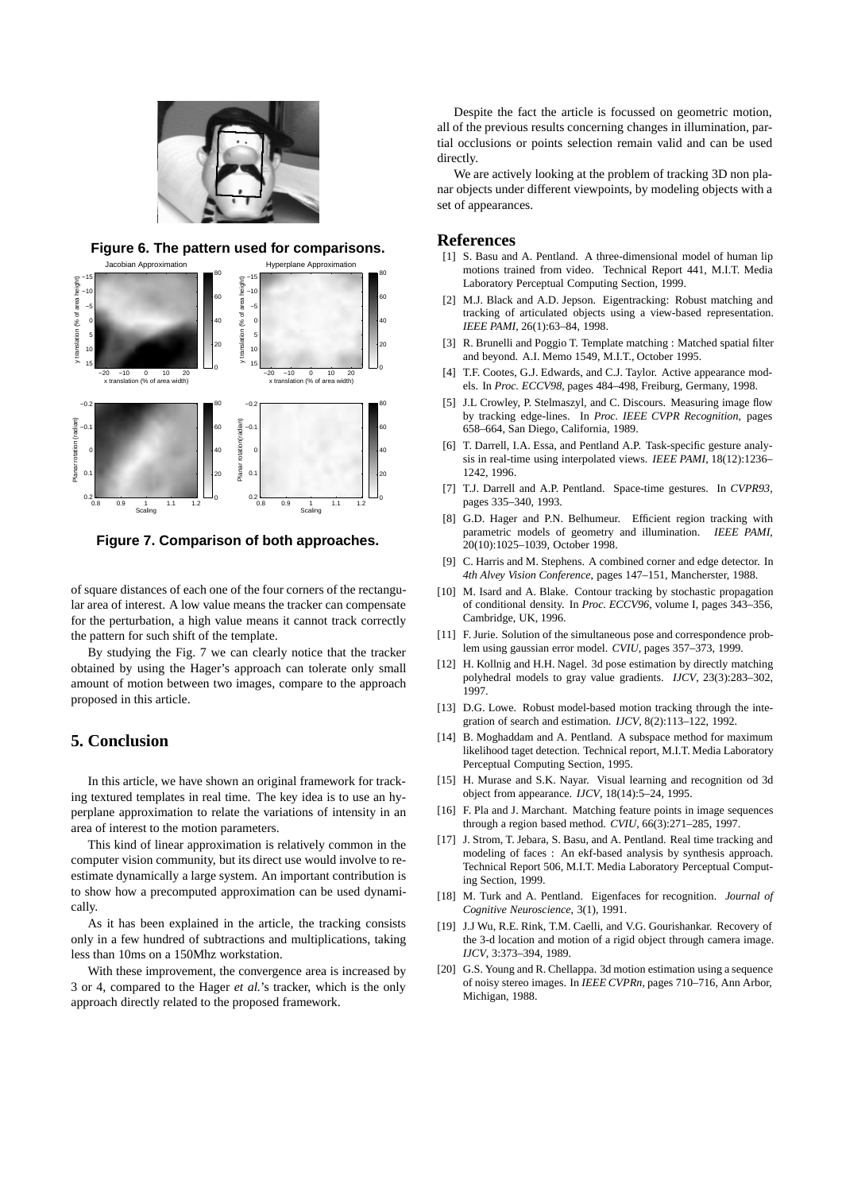**Figure 6. The pattern used for comparisons.**

Jacobian Approximation

Hyperplane Approximation

y translation (% of area height)

x translation (% of area width)

Planar rotation (radian)

Scaling

**Figure 7. Comparison of both approaches.**

of square distances of each one of the four corners of the rectangular area of interest. A low value means the tracker can compensate for the perturbation, a high value means it cannot track correctly the pattern for such shift of the template.

By studying the Fig. 7 we can clearly notice that the tracker obtained by using the Hager's approach can tolerate only small amount of motion between two images, compare to the approach proposed in this article.

## 5. Conclusion

In this article, we have shown an original framework for tracking textured templates in real time. The key idea is to use an hyperplane approximation to relate the variations of intensity in an area of interest to the motion parameters.

This kind of linear approximation is relatively common in the computer vision community, but its direct use would involve to re-estimate dynamically a large system. An important contribution is to show how a precomputed approximation can be used dynamically.

As it has been explained in the article, the tracking consists only in a few hundred of subtractions and multiplications, taking less than 10ms on a 150Mhz workstation.

With these improvement, the convergence area is increased by 3 or 4, compared to the Hager *et al.*'s tracker, which is the only approach directly related to the proposed framework.

Despite the fact the article is focussed on geometric motion, all of the previous results concerning changes in illumination, partial occlusions or points selection remain valid and can be used directly.

We are actively looking at the problem of tracking 3D non planar objects under different viewpoints, by modeling objects with a set of appearances.

## References

[1] S. Basu and A. Pentland. A three-dimensional model of human lip motions trained from video. Technical Report 441, M.I.T. Media Laboratory Perceptual Computing Section, 1999.

[2] M.J. Black and A.D. Jepson. Eigentracking: Robust matching and tracking of articulated objects using a view-based representation. *IEEE PAMI*, 26(1):63–84, 1998.

[3] R. Brunelli and Poggio T. Template matching : Matched spatial filter and beyond. A.I. Memo 1549, M.I.T., October 1995.

[4] T.F. Cootes, G.J. Edwards, and C.J. Taylor. Active appearance models. In *Proc. ECCV98*, pages 484–498, Freiburg, Germany, 1998.

[5] J.L Crowley, P. Stelmaszyl, and C. Discours. Measuring image flow by tracking edge-lines. In *Proc. IEEE CVPR Recognition*, pages 658–664, San Diego, California, 1989.

[6] T. Darrell, I.A. Essa, and Pentland A.P. Task-specific gesture analysis in real-time using interpolated views. *IEEE PAMI*, 18(12):1236–1242, 1996.

[7] T.J. Darrell and A.P. Pentland. Space-time gestures. In *CVPR93*, pages 335–340, 1993.

[8] G.D. Hager and P.N. Belhumeur. Efficient region tracking with parametric models of geometry and illumination. *IEEE PAMI*, 20(10):1025–1039, October 1998.

[9] C. Harris and M. Stephens. A combined corner and edge detector. In *4th Alvey Vision Conference*, pages 147–151, Mancherster, 1988.

[10] M. Isard and A. Blake. Contour tracking by stochastic propagation of conditional density. In *Proc. ECCV96*, volume I, pages 343–356, Cambridge, UK, 1996.

[11] F. Jurie. Solution of the simultaneous pose and correspondence problem using gaussian error model. *CVIU*, pages 357–373, 1999.

[12] H. Kollnig and H.H. Nagel. 3d pose estimation by directly matching polyhedral models to gray value gradients. *IJCV*, 23(3):283–302, 1997.

[13] D.G. Lowe. Robust model-based motion tracking through the integration of search and estimation. *IJCV*, 8(2):113–122, 1992.

[14] B. Moghaddam and A. Pentland. A subspace method for maximum likelihood taget detection. Technical report, M.I.T. Media Laboratory Perceptual Computing Section, 1995.

[15] H. Murase and S.K. Nayar. Visual learning and recognition od 3d object from appearance. *IJCV*, 18(14):5–24, 1995.

[16] F. Pla and J. Marchant. Matching feature points in image sequences through a region based method. *CVIU*, 66(3):271–285, 1997.

[17] J. Strom, T. Jebara, S. Basu, and A. Pentland. Real time tracking and modeling of faces : An ekf-based analysis by synthesis approach. Technical Report 506, M.I.T. Media Laboratory Perceptual Computing Section, 1999.

[18] M. Turk and A. Pentland. Eigenfaces for recognition. *Journal of Cognitive Neuroscience*, 3(1), 1991.

[19] J.J Wu, R.E. Rink, T.M. Caelli, and V.G. Gourishankar. Recovery of the 3-d location and motion of a rigid object through camera image. *IJCV*, 3:373–394, 1989.

[20] G.S. Young and R. Chellappa. 3d motion estimation using a sequence of noisy stereo images. In *IEEE CVPRn*, pages 710–716, Ann Arbor, Michigan, 1988.